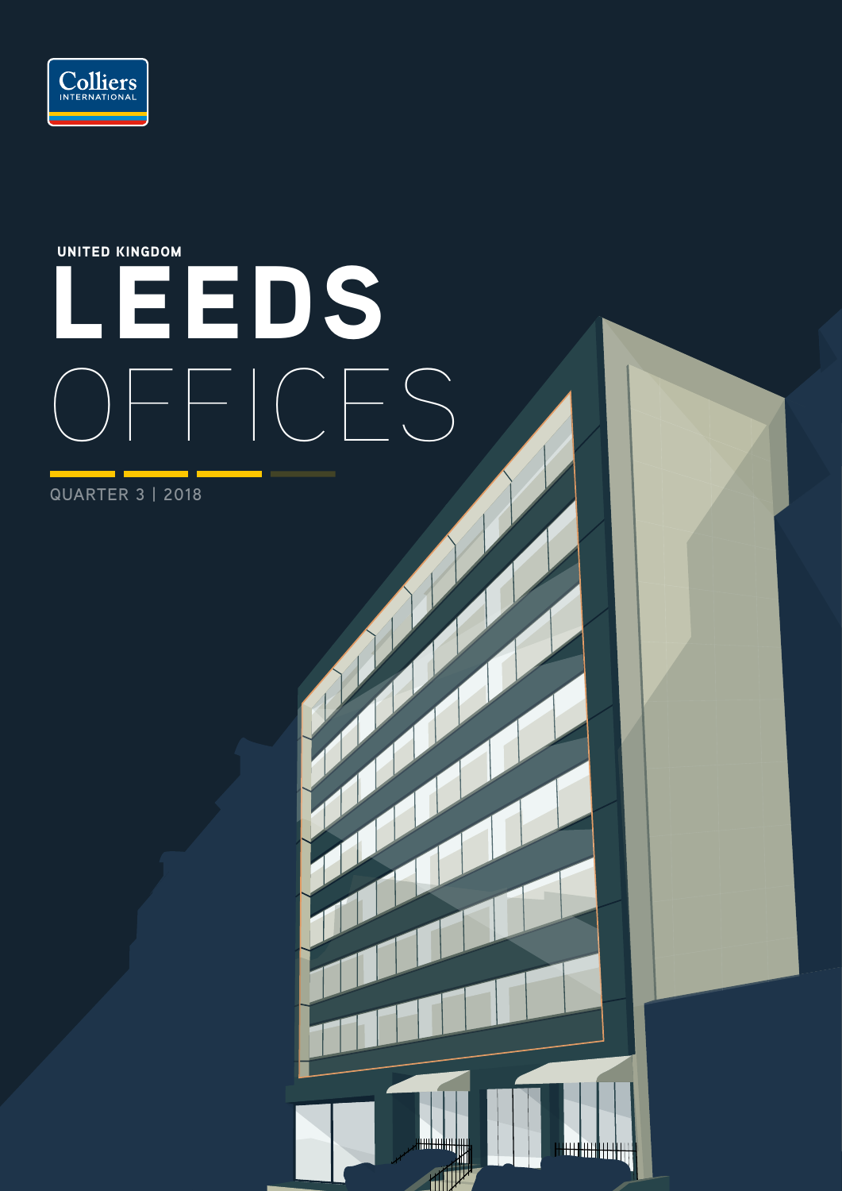Colliers INTERNATIONAL

UNITED KINGDOM

# LEEDS OFFICES

QUARTER 3 | 2018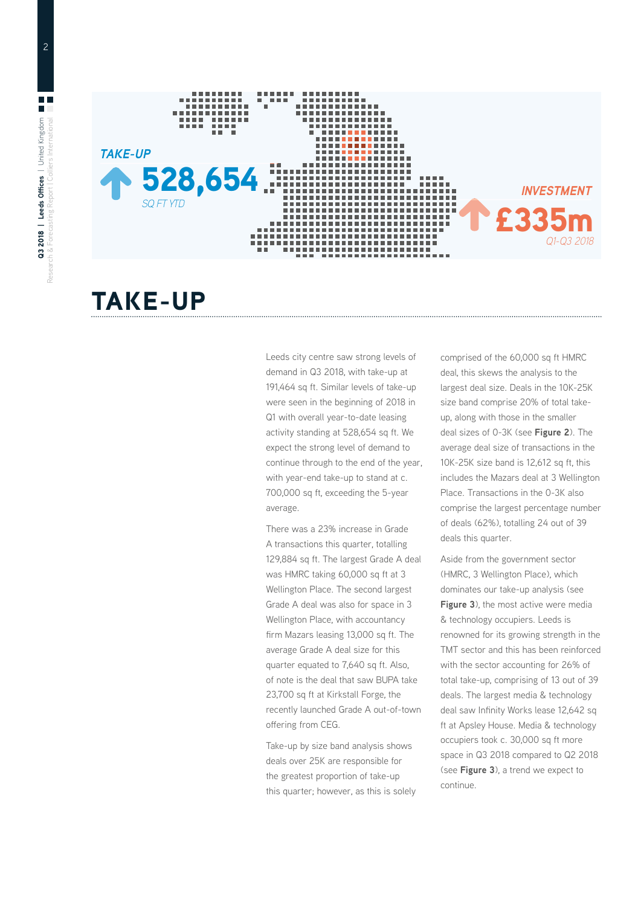TAKE-UP

**528,654**

SQ FT YTD

INVESTMENT

**£335m**

Q1-Q3 2018

# TAKE-UP

Leeds city centre saw strong levels of demand in Q3 2018, with take-up at 191,464 sq ft. Similar levels of take-up were seen in the beginning of 2018 in Q1 with overall year-to-date leasing activity standing at 528,654 sq ft. We expect the strong level of demand to continue through to the end of the year, with year-end take-up to stand at c. 700,000 sq ft, exceeding the 5-year average.

There was a 23% increase in Grade A transactions this quarter, totalling 129,884 sq ft. The largest Grade A deal was HMRC taking 60,000 sq ft at 3 Wellington Place. The second largest Grade A deal was also for space in 3 Wellington Place, with accountancy firm Mazars leasing 13,000 sq ft. The average Grade A deal size for this quarter equated to 7,640 sq ft. Also, of note is the deal that saw BUPA take 23,700 sq ft at Kirkstall Forge, the recently launched Grade A out-of-town offering from CEG.

Take-up by size band analysis shows deals over 25K are responsible for the greatest proportion of take-up this quarter; however, as this is solely comprised of the 60,000 sq ft HMRC deal, this skews the analysis to the largest deal size. Deals in the 10K-25K size band comprise 20% of total take-up, along with those in the smaller deal sizes of 0-3K (see **Figure 2**). The average deal size of transactions in the 10K-25K size band is 12,612 sq ft, this includes the Mazars deal at 3 Wellington Place. Transactions in the 0-3K also comprise the largest percentage number of deals (62%), totalling 24 out of 39 deals this quarter.

Aside from the government sector (HMRC, 3 Wellington Place), which dominates our take-up analysis (see **Figure 3**), the most active were media & technology occupiers. Leeds is renowned for its growing strength in the TMT sector and this has been reinforced with the sector accounting for 26% of total take-up, comprising of 13 out of 39 deals. The largest media & technology deal saw Infinity Works lease 12,642 sq ft at Apsley House. Media & technology occupiers took c. 30,000 sq ft more space in Q3 2018 compared to Q2 2018 (see **Figure 3**), a trend we expect to continue.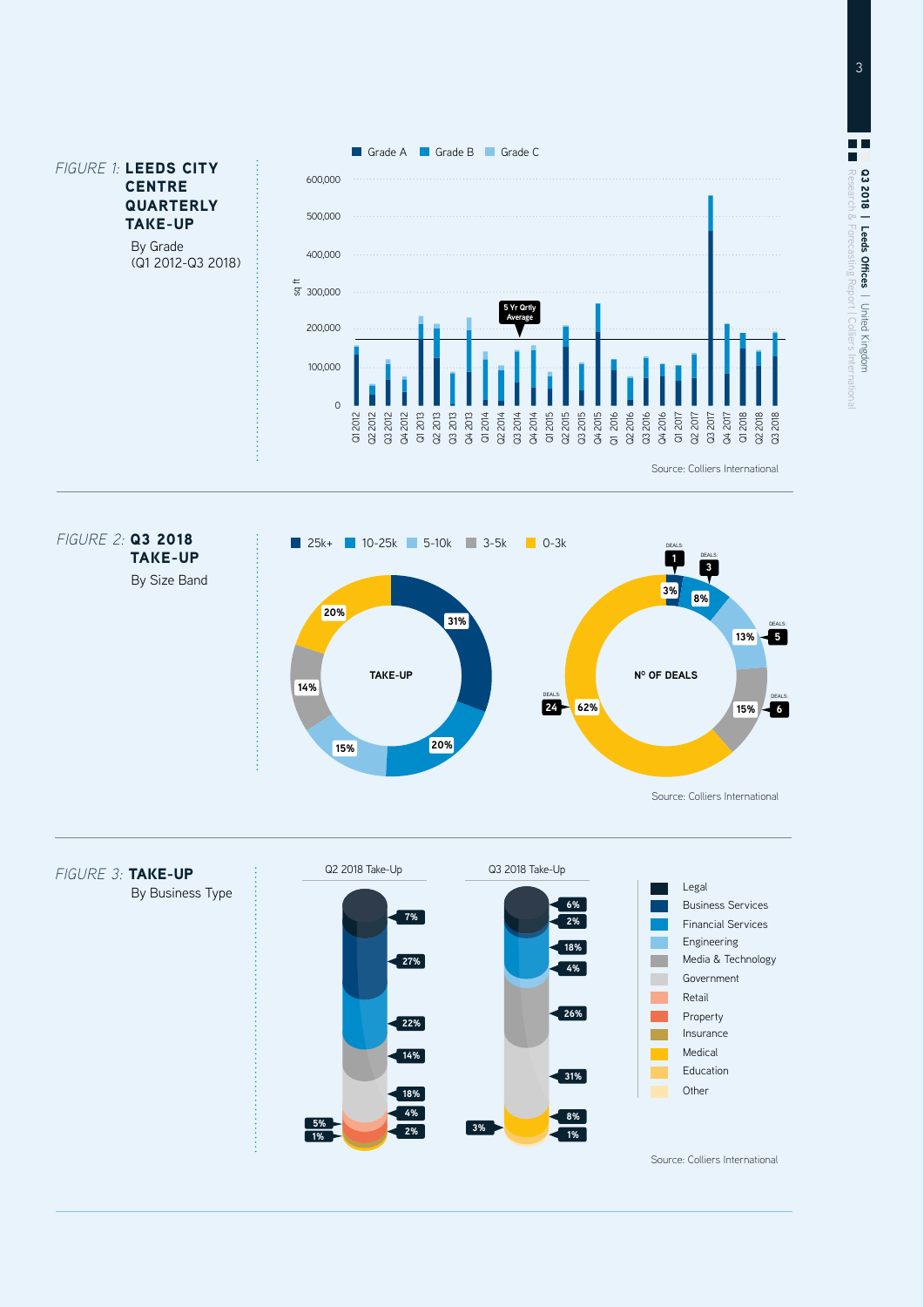*FIGURE 1:* **LEEDS CITY CENTRE QUARTERLY TAKE-UP**

By Grade (Q1 2012-Q3 2018)

Grade A | Grade B | Grade C

sq ft

600,000
500,000
400,000
300,000
200,000
100,000
0

5 Yr Qrtly Average

Q1 2012, Q2 2012, Q3 2012, Q4 2012, Q1 2013, Q2 2013, Q3 2013, Q4 2013, Q1 2014, Q2 2014, Q3 2014, Q4 2014, Q1 2015, Q2 2015, Q3 2015, Q4 2015, Q1 2016, Q2 2016, Q3 2016, Q4 2016, Q1 2017, Q2 2017, Q3 2017, Q4 2017, Q1 2018, Q2 2018, Q3 2018

Source: Colliers International

*FIGURE 2:* **Q3 2018 TAKE-UP**

By Size Band

25k+ | 10-25k | 5-10k | 3-5k | 0-3k

| Size Band | Take-Up | Nº of Deals | Deals |
|---|---|---|---|
| 25k+ | 31% | 3% | 1 |
| 10-25k | 20% | 8% | 3 |
| 5-10k | 15% | 13% | 5 |
| 3-5k | 14% | 15% | 6 |
| 0-3k | 20% | 62% | 24 |

Source: Colliers International

*FIGURE 3:* **TAKE-UP**

By Business Type

Q2 2018 Take-Up: 7%, 27%, 22%, 14%, 18%, 4%, 5%, 2%, 1%

Q3 2018 Take-Up: 6%, 2%, 18%, 4%, 26%, 31%, 3%, 8%, 1%

Legal, Business Services, Financial Services, Engineering, Media & Technology, Government, Retail, Property, Insurance, Medical, Education, Other

Source: Colliers International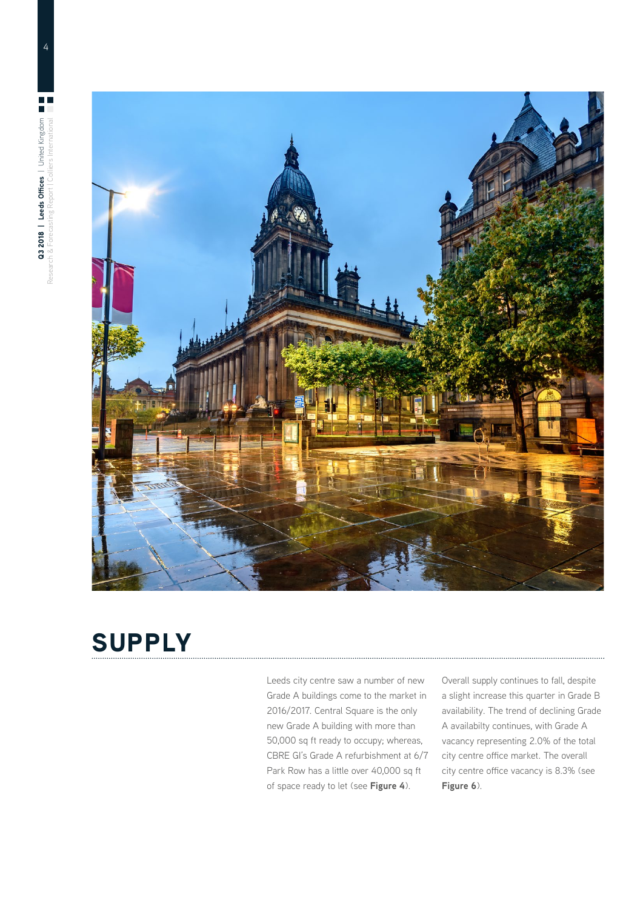# SUPPLY

Leeds city centre saw a number of new Grade A buildings come to the market in 2016/2017. Central Square is the only new Grade A building with more than 50,000 sq ft ready to occupy; whereas, CBRE GI's Grade A refurbishment at 6/7 Park Row has a little over 40,000 sq ft of space ready to let (see **Figure 4**).

Overall supply continues to fall, despite a slight increase this quarter in Grade B availability. The trend of declining Grade A availabilty continues, with Grade A vacancy representing 2.0% of the total city centre office market. The overall city centre office vacancy is 8.3% (see **Figure 6**).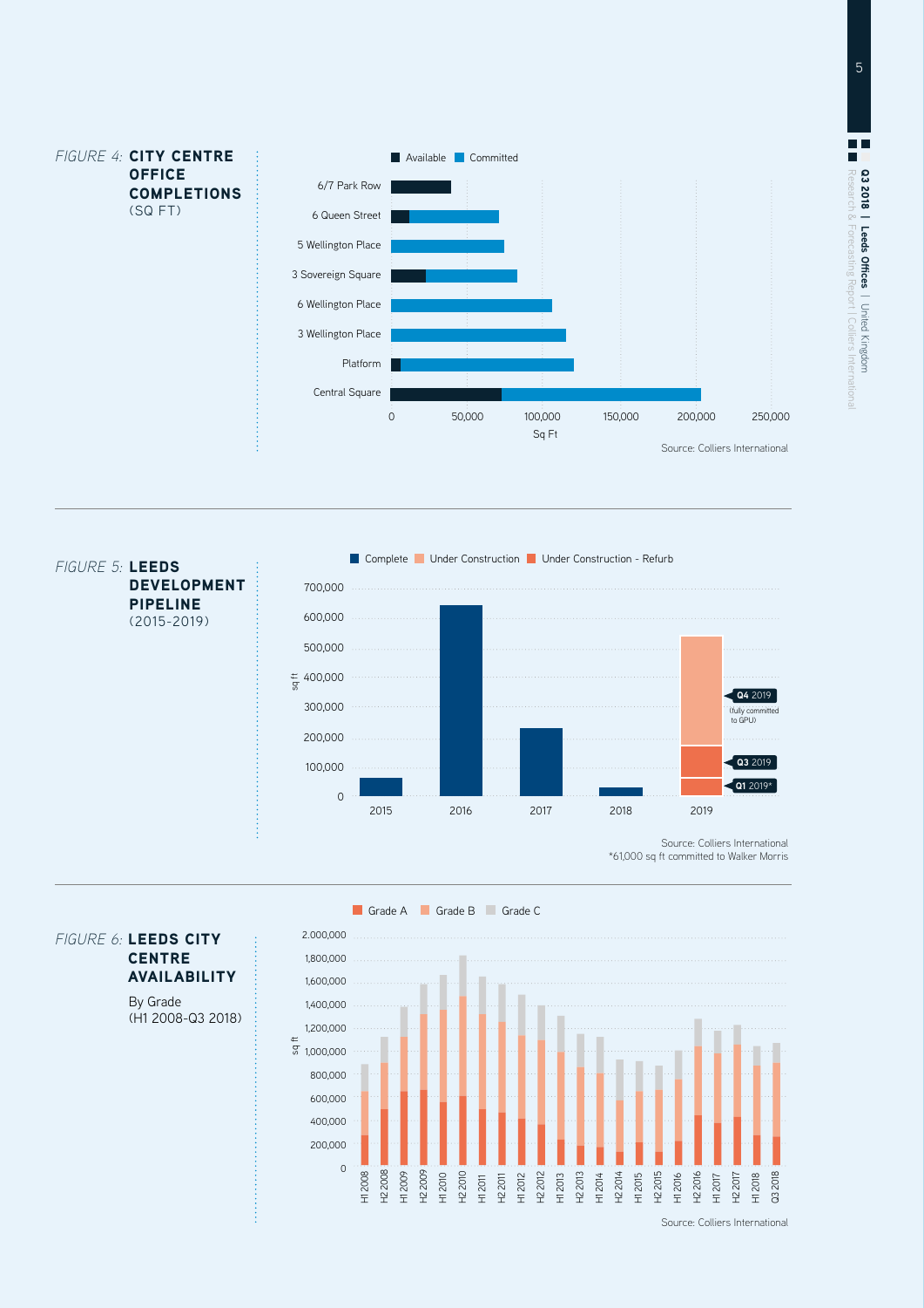*FIGURE 4:* **CITY CENTRE OFFICE COMPLETIONS** (SQ FT)

Available | Committed

6/7 Park Row
6 Queen Street
5 Wellington Place
3 Sovereign Square
6 Wellington Place
3 Wellington Place
Platform
Central Square

0 | 50,000 | 100,000 | 150,000 | 200,000 | 250,000

Sq Ft

Source: Colliers International

*FIGURE 5:* **LEEDS DEVELOPMENT PIPELINE** (2015-2019)

Complete | Under Construction | Under Construction - Refurb

**Q4** 2019 (fully committed to GPU)

**Q3** 2019

**Q1** 2019*

2015 | 2016 | 2017 | 2018 | 2019

Source: Colliers International
*61,000 sq ft committed to Walker Morris

*FIGURE 6:* **LEEDS CITY CENTRE AVAILABILITY**

By Grade
(H1 2008-Q3 2018)

Grade A | Grade B | Grade C

Source: Colliers International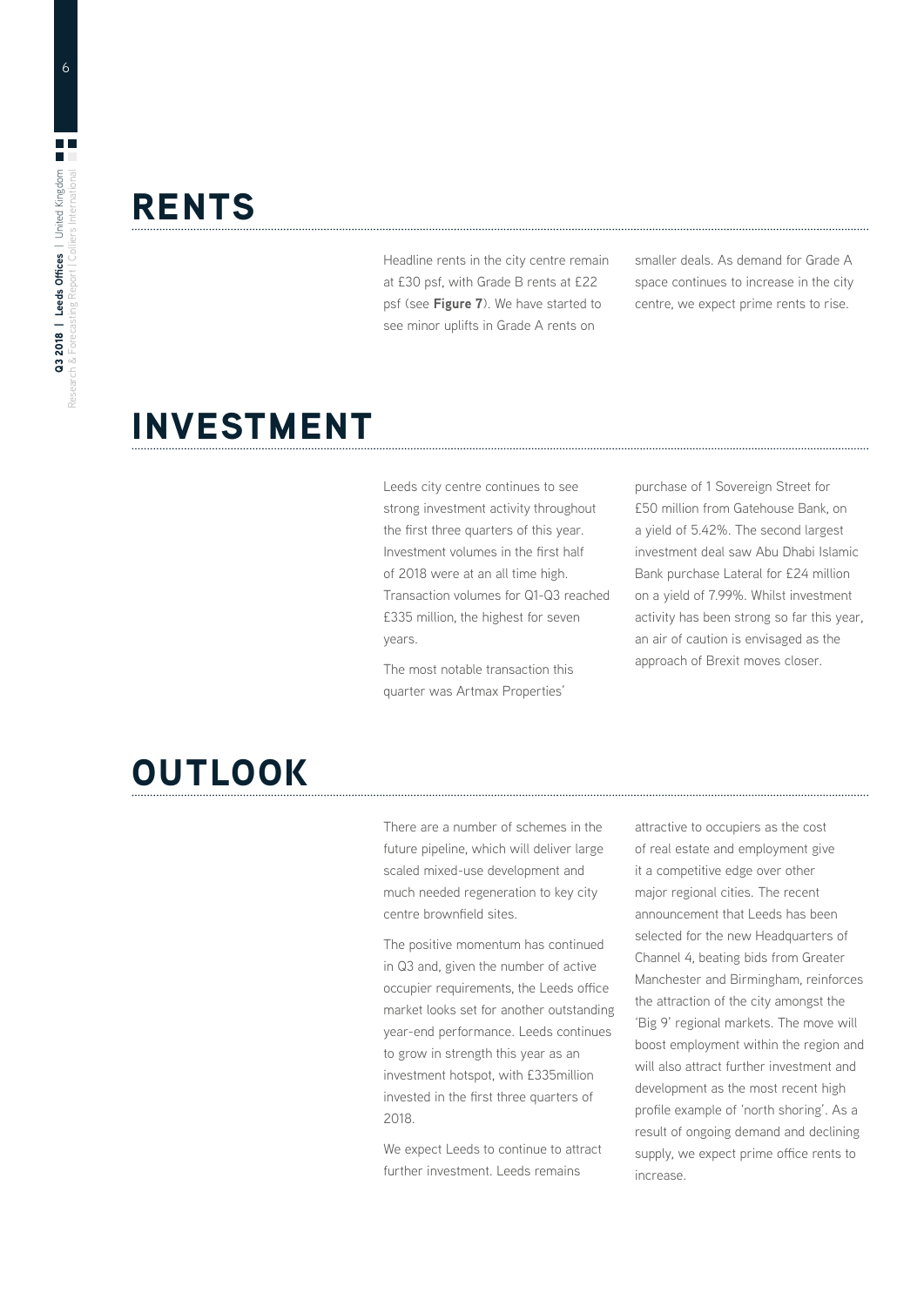## RENTS

Headline rents in the city centre remain at £30 psf, with Grade B rents at £22 psf (see **Figure 7**). We have started to see minor uplifts in Grade A rents on smaller deals. As demand for Grade A space continues to increase in the city centre, we expect prime rents to rise.

## INVESTMENT

Leeds city centre continues to see strong investment activity throughout the first three quarters of this year. Investment volumes in the first half of 2018 were at an all time high. Transaction volumes for Q1-Q3 reached £335 million, the highest for seven years.

The most notable transaction this quarter was Artmax Properties' purchase of 1 Sovereign Street for £50 million from Gatehouse Bank, on a yield of 5.42%. The second largest investment deal saw Abu Dhabi Islamic Bank purchase Lateral for £24 million on a yield of 7.99%. Whilst investment activity has been strong so far this year, an air of caution is envisaged as the approach of Brexit moves closer.

## OUTLOOK

There are a number of schemes in the future pipeline, which will deliver large scaled mixed-use development and much needed regeneration to key city centre brownfield sites.

The positive momentum has continued in Q3 and, given the number of active occupier requirements, the Leeds office market looks set for another outstanding year-end performance. Leeds continues to grow in strength this year as an investment hotspot, with £335million invested in the first three quarters of 2018.

We expect Leeds to continue to attract further investment. Leeds remains attractive to occupiers as the cost of real estate and employment give it a competitive edge over other major regional cities. The recent announcement that Leeds has been selected for the new Headquarters of Channel 4, beating bids from Greater Manchester and Birmingham, reinforces the attraction of the city amongst the 'Big 9' regional markets. The move will boost employment within the region and will also attract further investment and development as the most recent high profile example of 'north shoring'. As a result of ongoing demand and declining supply, we expect prime office rents to increase.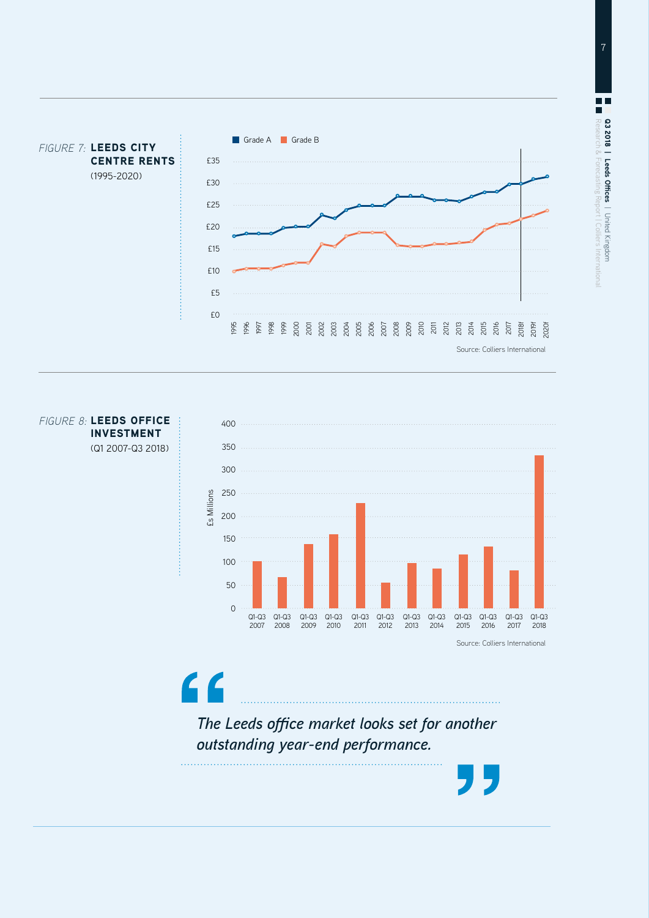*FIGURE 7:* **LEEDS CITY CENTRE RENTS**
(1995-2020)

Source: Colliers International

*FIGURE 8:* **LEEDS OFFICE INVESTMENT**
(Q1 2007-Q3 2018)

Source: Colliers International

> *The Leeds office market looks set for another outstanding year-end performance.*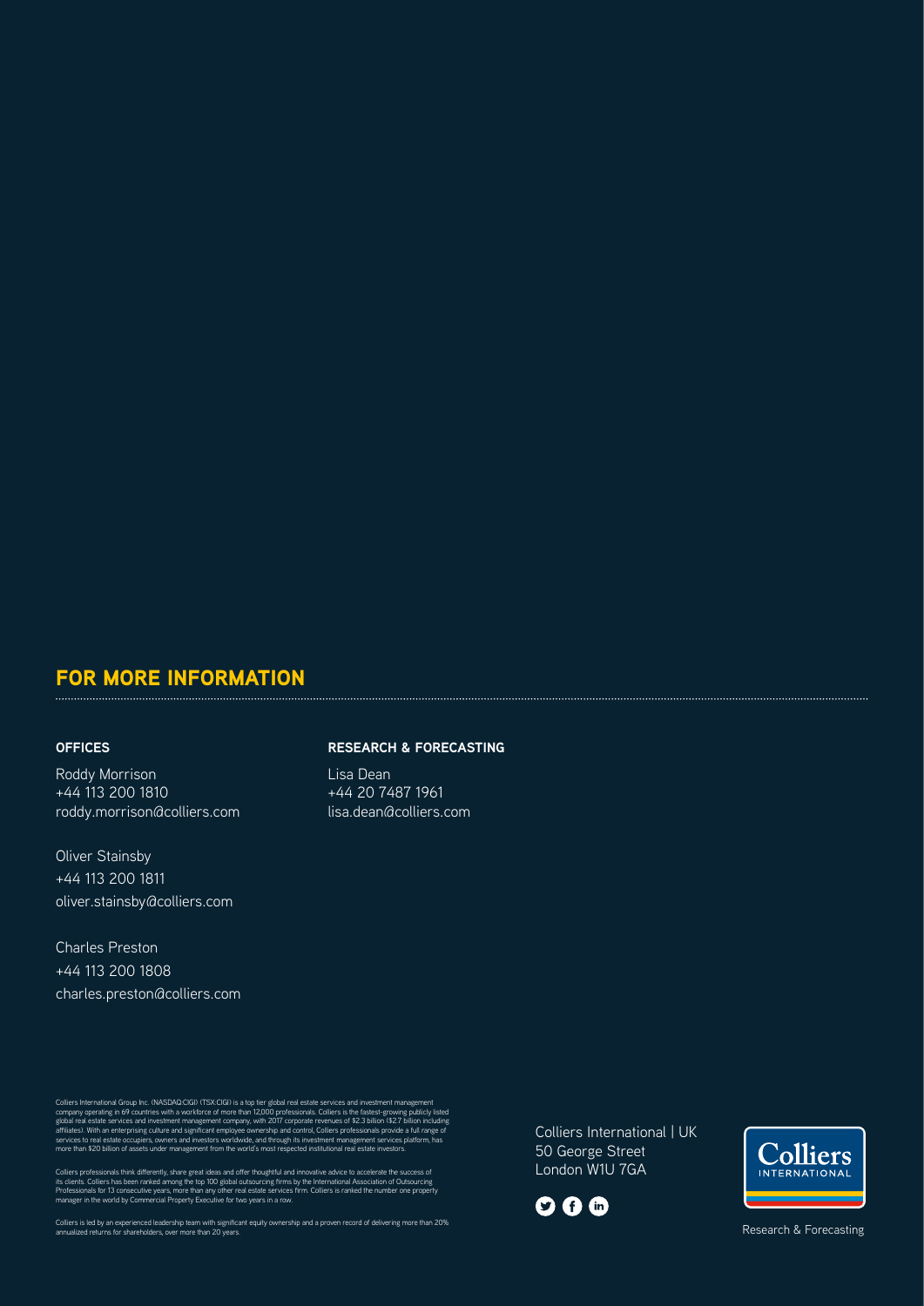## FOR MORE INFORMATION

**OFFICES**

Roddy Morrison
+44 113 200 1810
roddy.morrison@colliers.com

Oliver Stainsby
+44 113 200 1811
oliver.stainsby@colliers.com

Charles Preston
+44 113 200 1808
charles.preston@colliers.com

**RESEARCH & FORECASTING**

Lisa Dean
+44 20 7487 1961
lisa.dean@colliers.com

Colliers International Group Inc. (NASDAQ:CIGI) (TSX:CIGI) is a top tier global real estate services and investment management company operating in 69 countries with a workforce of more than 12,000 professionals. Colliers is the fastest-growing publicly listed global real estate services and investment management company, with 2017 corporate revenues of $2.3 billion ($2.7 billion including affiliates). With an enterprising culture and significant employee ownership and control, Colliers professionals provide a full range of services to real estate occupiers, owners and investors worldwide, and through its investment management services platform, has more than $20 billion of assets under management from the world's most respected institutional real estate investors.

Colliers professionals think differently, share great ideas and offer thoughtful and innovative advice to accelerate the success of its clients. Colliers has been ranked among the top 100 global outsourcing firms by the International Association of Outsourcing Professionals for 13 consecutive years, more than any other real estate services firm. Colliers is ranked the number one property manager in the world by Commercial Property Executive for two years in a row.

Colliers is led by an experienced leadership team with significant equity ownership and a proven record of delivering more than 20% annualized returns for shareholders, over more than 20 years.

Colliers International | UK
50 George Street
London W1U 7GA

Colliers INTERNATIONAL

Research & Forecasting